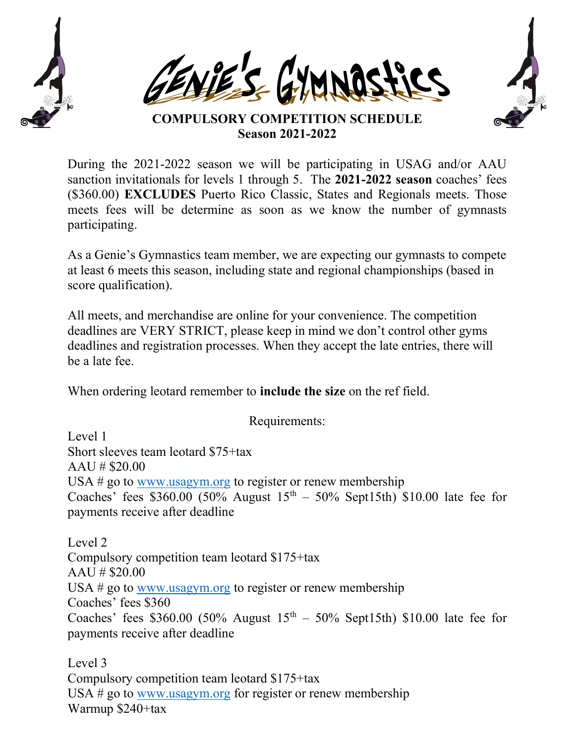# Genie's Gymnastics

## COMPULSORY COMPETITION SCHEDULE
## Season 2021-2022

During the 2021-2022 season we will be participating in USAG and/or AAU sanction invitationals for levels 1 through 5. The **2021-2022 season** coaches' fees ($360.00) **EXCLUDES** Puerto Rico Classic, States and Regionals meets. Those meets fees will be determine as soon as we know the number of gymnasts participating.

As a Genie's Gymnastics team member, we are expecting our gymnasts to compete at least 6 meets this season, including state and regional championships (based in score qualification).

All meets, and merchandise are online for your convenience. The competition deadlines are VERY STRICT, please keep in mind we don't control other gyms deadlines and registration processes. When they accept the late entries, there will be a late fee.

When ordering leotard remember to **include the size** on the ref field.

Requirements:

Level 1
Short sleeves team leotard $75+tax
AAU # $20.00
USA # go to www.usagym.org to register or renew membership
Coaches' fees $360.00 (50% August 15th – 50% Sept15th) $10.00 late fee for payments receive after deadline

Level 2
Compulsory competition team leotard $175+tax
AAU # $20.00
USA # go to www.usagym.org to register or renew membership
Coaches' fees $360
Coaches' fees $360.00 (50% August 15th – 50% Sept15th) $10.00 late fee for payments receive after deadline

Level 3
Compulsory competition team leotard $175+tax
USA # go to www.usagym.org for register or renew membership
Warmup $240+tax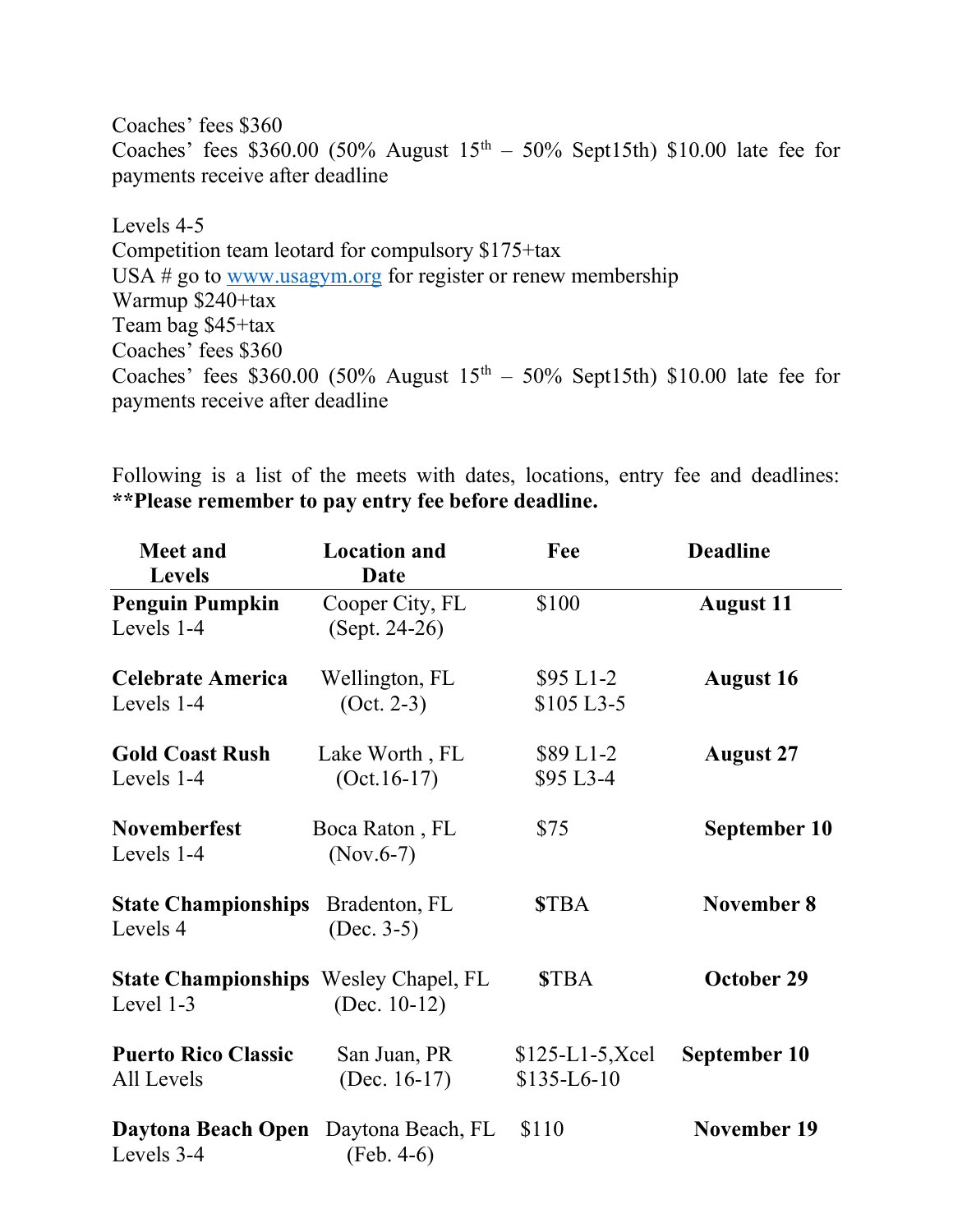Coaches' fees $360
Coaches' fees $360.00 (50% August 15th – 50% Sept15th) $10.00 late fee for payments receive after deadline

Levels 4-5
Competition team leotard for compulsory $175+tax
USA # go to www.usagym.org for register or renew membership
Warmup $240+tax
Team bag $45+tax
Coaches' fees $360
Coaches' fees $360.00 (50% August 15th – 50% Sept15th) $10.00 late fee for payments receive after deadline

Following is a list of the meets with dates, locations, entry fee and deadlines:
**\*\*Please remember to pay entry fee before deadline.**

| Meet and Levels | Location and Date | Fee | Deadline |
|---|---|---|---|
| **Penguin Pumpkin** Levels 1-4 | Cooper City, FL (Sept. 24-26) | $100 | **August 11** |
| **Celebrate America** Levels 1-4 | Wellington, FL (Oct. 2-3) | $95 L1-2<br>$105 L3-5 | **August 16** |
| **Gold Coast Rush** Levels 1-4 | Lake Worth , FL (Oct.16-17) | $89 L1-2<br>$95 L3-4 | **August 27** |
| **Novemberfest** Levels 1-4 | Boca Raton , FL (Nov.6-7) | $75 | **September 10** |
| **State Championships** Levels 4 | Bradenton, FL (Dec. 3-5) | **$**TBA | **November 8** |
| **State Championships** Level 1-3 | Wesley Chapel, FL (Dec. 10-12) | **$TBA** | **October 29** |
| **Puerto Rico Classic** All Levels | San Juan, PR (Dec. 16-17) | $125-L1-5,Xcel<br>$135-L6-10 | **September 10** |
| **Daytona Beach Open** Levels 3-4 | Daytona Beach, FL (Feb. 4-6) | $110 | **November 19** |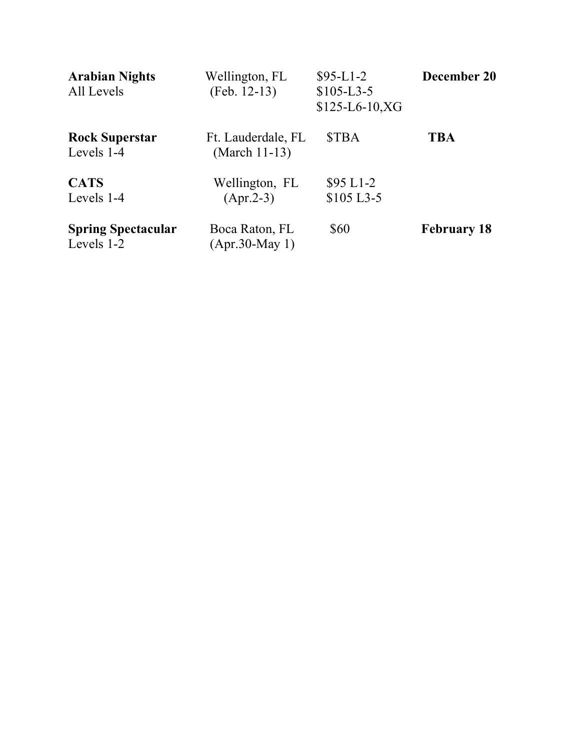| | | | |
|---|---|---|---|
| **Arabian Nights**<br>All Levels | Wellington, FL<br>(Feb. 12-13) | $95-L1-2<br>$105-L3-5<br>$125-L6-10,XG | **December 20** |
| **Rock Superstar**<br>Levels 1-4 | Ft. Lauderdale, FL<br>(March 11-13) | $TBA | **TBA** |
| **CATS**<br>Levels 1-4 | Wellington, FL<br>(Apr.2-3) | $95 L1-2<br>$105 L3-5 | |
| **Spring Spectacular**<br>Levels 1-2 | Boca Raton, FL<br>(Apr.30-May 1) | $60 | **February 18** |